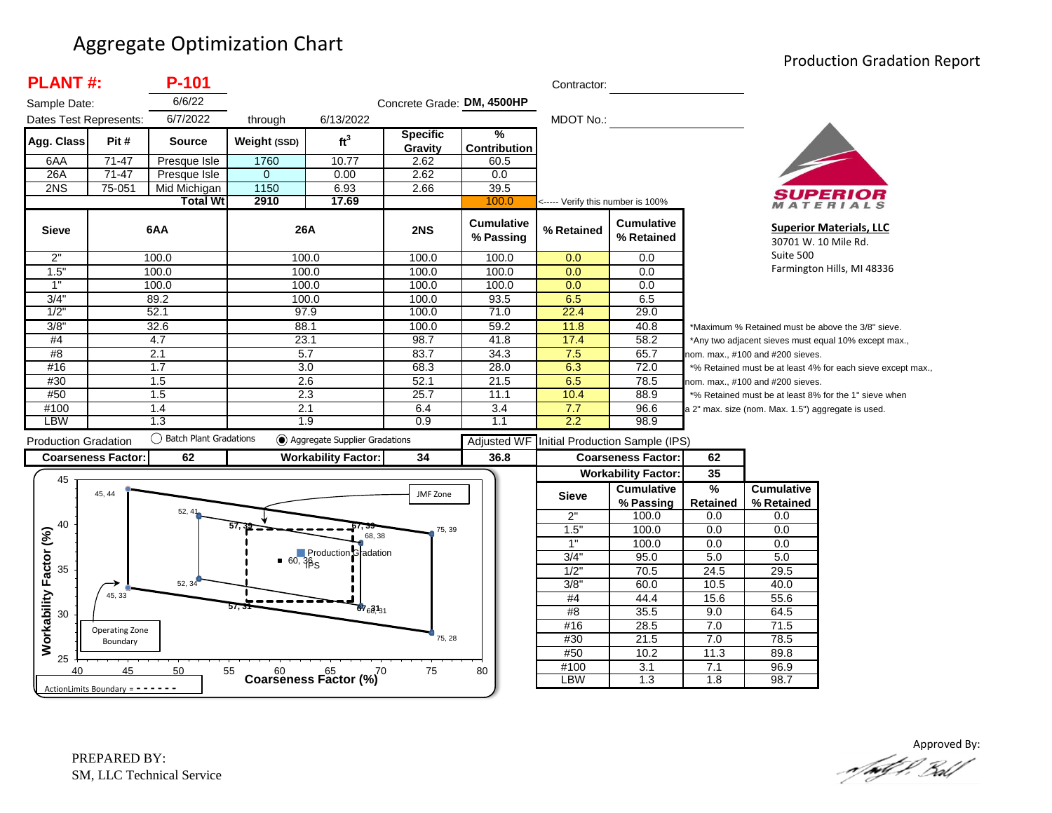# Aggregate Optimization Chart

## Production Gradation Report

**PLANT #:** **P-101**

Sample Date: 6/6/22

Concrete Grade: **DM, 4500HP**

Dates Test Represents: 6/7/2022 through 6/13/2022

Contractor: ____________________

MDOT No.: ____________________

| Agg. Class | Pit # | Source | Weight (SSD) | ft³ | Specific Gravity | % Contribution |
|---|---|---|---|---|---|---|
| 6AA | 71-47 | Presque Isle | 1760 | 10.77 | 2.62 | 60.5 |
| 26A | 71-47 | Presque Isle | 0 | 0.00 | 2.62 | 0.0 |
| 2NS | 75-051 | Mid Michigan | 1150 | 6.93 | 2.66 | 39.5 |
| | | Total Wt | 2910 | 17.69 | | 100.0 |

<----- Verify this number is 100%

| Sieve | 6AA | 26A | 2NS | Cumulative % Passing | % Retained | Cumulative % Retained |
|---|---|---|---|---|---|---|
| 2" | 100.0 | 100.0 | 100.0 | 100.0 | 0.0 | 0.0 |
| 1.5" | 100.0 | 100.0 | 100.0 | 100.0 | 0.0 | 0.0 |
| 1" | 100.0 | 100.0 | 100.0 | 100.0 | 0.0 | 0.0 |
| 3/4" | 89.2 | 100.0 | 100.0 | 93.5 | 6.5 | 6.5 |
| 1/2" | 52.1 | 97.9 | 100.0 | 71.0 | 22.4 | 29.0 |
| 3/8" | 32.6 | 88.1 | 100.0 | 59.2 | 11.8 | 40.8 |
| #4 | 4.7 | 23.1 | 98.7 | 41.8 | 17.4 | 58.2 |
| #8 | 2.1 | 5.7 | 83.7 | 34.3 | 7.5 | 65.7 |
| #16 | 1.7 | 3.0 | 68.3 | 28.0 | 6.3 | 72.0 |
| #30 | 1.5 | 2.6 | 52.1 | 21.5 | 6.5 | 78.5 |
| #50 | 1.5 | 2.3 | 25.7 | 11.1 | 10.4 | 88.9 |
| #100 | 1.4 | 2.1 | 6.4 | 3.4 | 7.7 | 96.6 |
| LBW | 1.3 | 1.9 | 0.9 | 1.1 | 2.2 | 98.9 |

*Maximum % Retained must be above the 3/8" sieve.
*Any two adjacent sieves must equal 10% except max., nom. max., #100 and #200 sieves.
*% Retained must be at least 4% for each sieve except max., nom. max., #100 and #200 sieves.
*% Retained must be at least 8% for the 1" sieve when a 2" max. size (nom. Max. 1.5") aggregate is used.

**Superior Materials, LLC**
30701 W. 10 Mile Rd.
Suite 500
Farmington Hills, MI 48336

Production Gradation ○ Batch Plant Gradations ◉ Aggregate Supplier Gradations

| Coarseness Factor: | 62 | Workability Factor: | 34 | Adjusted WF | 36.8 |
|---|---|---|---|---|---|

Initial Production Sample (IPS)

| Coarseness Factor: | 62 |
|---|---|
| Workability Factor: | 35 |

| Sieve | Cumulative % Passing | % Retained | Cumulative % Retained |
|---|---|---|---|
| 2" | 100.0 | 0.0 | 0.0 |
| 1.5" | 100.0 | 0.0 | 0.0 |
| 1" | 100.0 | 0.0 | 0.0 |
| 3/4" | 95.0 | 5.0 | 5.0 |
| 1/2" | 70.5 | 24.5 | 29.5 |
| 3/8" | 60.0 | 10.5 | 40.0 |
| #4 | 44.4 | 15.6 | 55.6 |
| #8 | 35.5 | 9.0 | 64.5 |
| #16 | 28.5 | 7.0 | 71.5 |
| #30 | 21.5 | 7.0 | 78.5 |
| #50 | 10.2 | 11.3 | 89.8 |
| #100 | 3.1 | 7.1 | 96.9 |
| LBW | 1.3 | 1.8 | 98.7 |

PREPARED BY:
SM, LLC Technical Service

Approved By: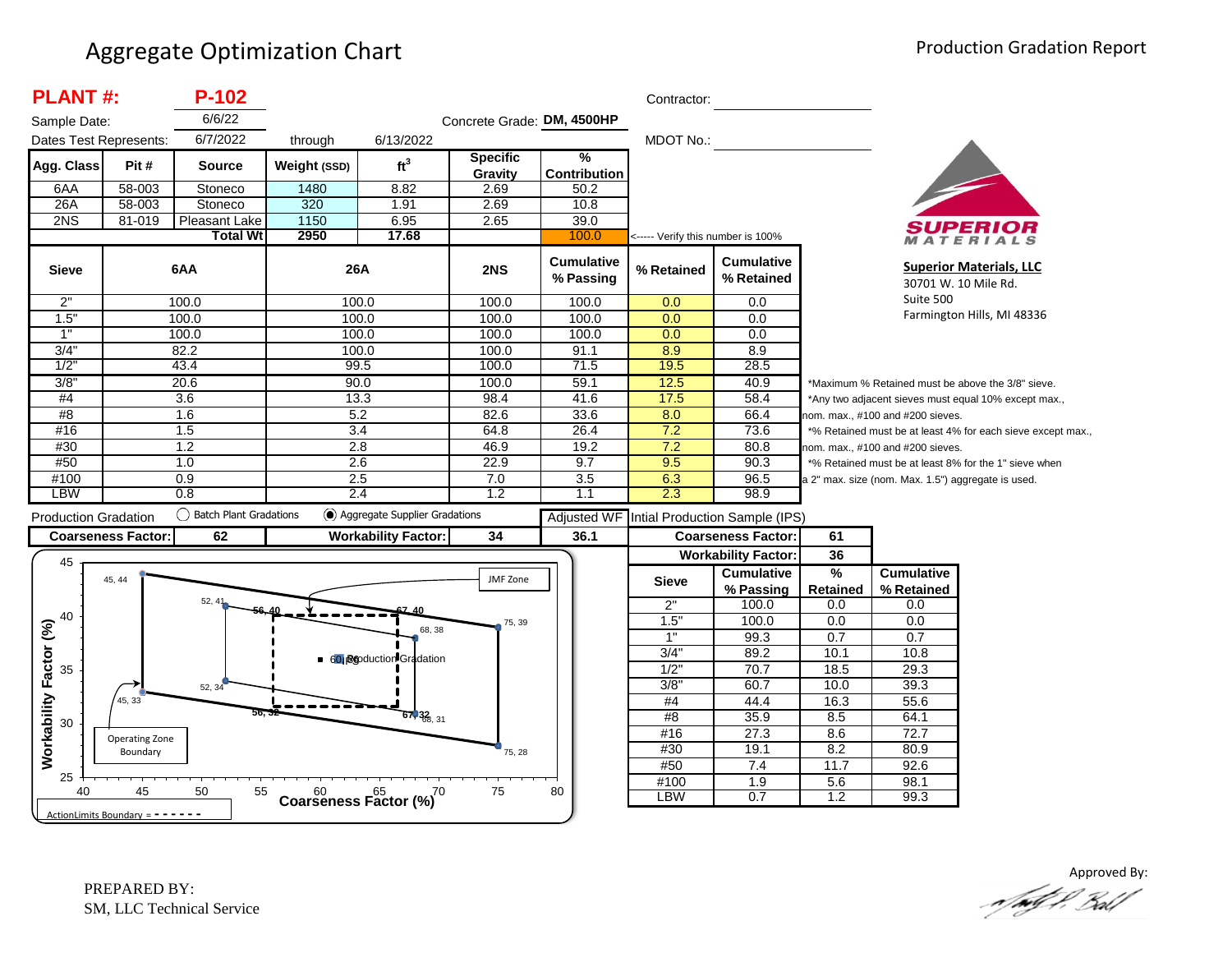# Aggregate Optimization Chart

Production Gradation Report

**PLANT #:** **P-102**

Sample Date: 6/6/22

Dates Test Represents: 6/7/2022 through 6/13/2022

Concrete Grade: **DM, 4500HP**

Contractor:

MDOT No.:

| Agg. Class | Pit # | Source | Weight (SSD) | $ft^3$ | Specific Gravity | % Contribution |
|---|---|---|---|---|---|---|
| 6AA | 58-003 | Stoneco | 1480 | 8.82 | 2.69 | 50.2 |
| 26A | 58-003 | Stoneco | 320 | 1.91 | 2.69 | 10.8 |
| 2NS | 81-019 | Pleasant Lake | 1150 | 6.95 | 2.65 | 39.0 |
| | | **Total Wt** | **2950** | **17.68** | | 100.0 |

<----- Verify this number is 100%

| Sieve | 6AA | 26A | 2NS | Cumulative % Passing | % Retained | Cumulative % Retained |
|---|---|---|---|---|---|---|
| 2" | 100.0 | 100.0 | 100.0 | 100.0 | 0.0 | 0.0 |
| 1.5" | 100.0 | 100.0 | 100.0 | 100.0 | 0.0 | 0.0 |
| 1" | 100.0 | 100.0 | 100.0 | 100.0 | 0.0 | 0.0 |
| 3/4" | 82.2 | 100.0 | 100.0 | 91.1 | 8.9 | 8.9 |
| 1/2" | 43.4 | 99.5 | 100.0 | 71.5 | 19.5 | 28.5 |
| 3/8" | 20.6 | 90.0 | 100.0 | 59.1 | 12.5 | 40.9 |
| #4 | 3.6 | 13.3 | 98.4 | 41.6 | 17.5 | 58.4 |
| #8 | 1.6 | 5.2 | 82.6 | 33.6 | 8.0 | 66.4 |
| #16 | 1.5 | 3.4 | 64.8 | 26.4 | 7.2 | 73.6 |
| #30 | 1.2 | 2.8 | 46.9 | 19.2 | 7.2 | 80.8 |
| #50 | 1.0 | 2.6 | 22.9 | 9.7 | 9.5 | 90.3 |
| #100 | 0.9 | 2.5 | 7.0 | 3.5 | 6.3 | 96.5 |
| LBW | 0.8 | 2.4 | 1.2 | 1.1 | 2.3 | 98.9 |

*Maximum % Retained must be above the 3/8" sieve.
*Any two adjacent sieves must equal 10% except max., nom. max., #100 and #200 sieves.
*% Retained must be at least 4% for each sieve except max., nom. max., #100 and #200 sieves.
*% Retained must be at least 8% for the 1" sieve when a 2" max. size (nom. Max. 1.5") aggregate is used.

**Superior Materials, LLC**
30701 W. 10 Mile Rd.
Suite 500
Farmington Hills, MI 48336

Production Gradation ○ Batch Plant Gradations ◉ Aggregate Supplier Gradations

| Coarseness Factor: | 62 | Workability Factor: | 34 | Adjusted WF: | 36.1 |
|---|---|---|---|---|---|

Intial Production Sample (IPS)

| Coarseness Factor: | 61 |
|---|---|
| Workability Factor: | 36 |

| Sieve | Cumulative % Passing | % Retained | Cumulative % Retained |
|---|---|---|---|
| 2" | 100.0 | 0.0 | 0.0 |
| 1.5" | 100.0 | 0.0 | 0.0 |
| 1" | 99.3 | 0.7 | 0.7 |
| 3/4" | 89.2 | 10.1 | 10.8 |
| 1/2" | 70.7 | 18.5 | 29.3 |
| 3/8" | 60.7 | 10.0 | 39.3 |
| #4 | 44.4 | 16.3 | 55.6 |
| #8 | 35.9 | 8.5 | 64.1 |
| #16 | 27.3 | 8.6 | 72.7 |
| #30 | 19.1 | 8.2 | 80.9 |
| #50 | 7.4 | 11.7 | 92.6 |
| #100 | 1.9 | 5.6 | 98.1 |
| LBW | 0.7 | 1.2 | 99.3 |

Chart: Workability Factor (%) vs. Coarseness Factor (%) — JMF Zone; Production Gradation (60, 36); Operating Zone Boundary points (45, 44), (52, 41), (75, 39), (68, 38), (52, 34), (45, 33), (68, 31), (75, 28); Action Limits Boundary points (56, 40), (67, 40), (56, 32), (67, 32).

ActionLimits Boundary = - - - - - - -

PREPARED BY:
SM, LLC Technical Service

Approved By: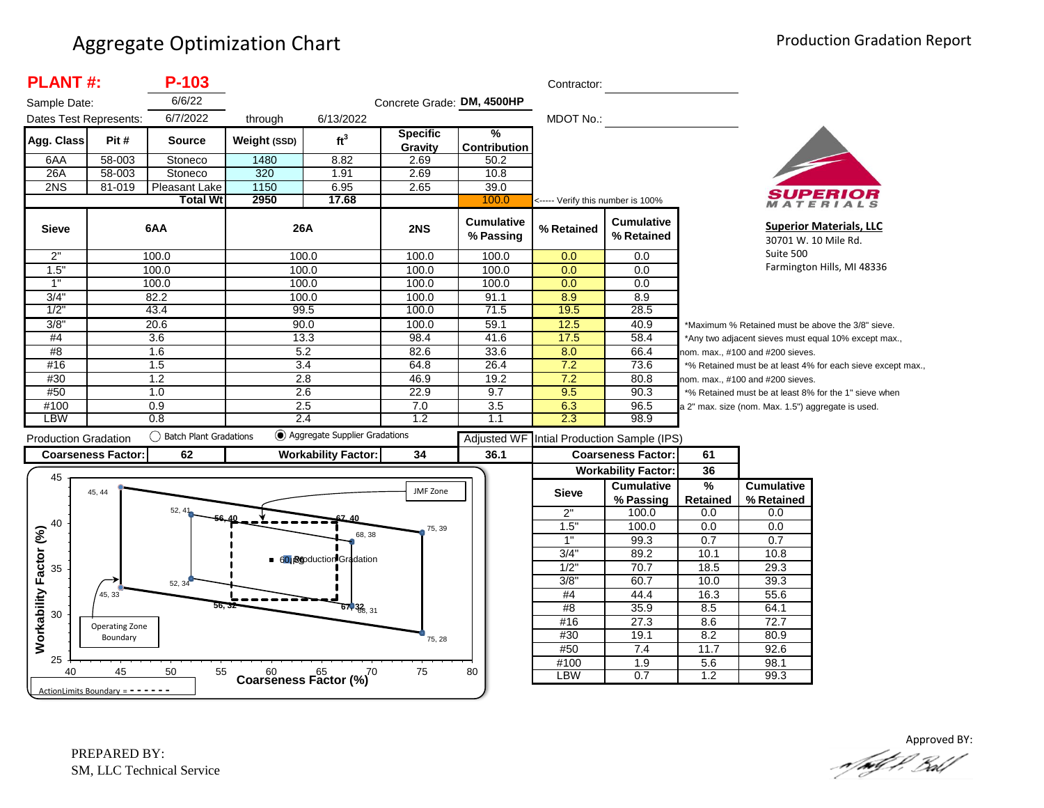# Aggregate Optimization Chart

Production Gradation Report

**PLANT #:** **P-103**

Sample Date: 6/6/22

Dates Test Represents: 6/7/2022 through 6/13/2022

Concrete Grade: **DM, 4500HP**

Contractor:

MDOT No.:

| Agg. Class | Pit # | Source | Weight (SSD) | $ft^3$ | Specific Gravity | % Contribution |
|---|---|---|---|---|---|---|
| 6AA | 58-003 | Stoneco | 1480 | 8.82 | 2.69 | 50.2 |
| 26A | 58-003 | Stoneco | 320 | 1.91 | 2.69 | 10.8 |
| 2NS | 81-019 | Pleasant Lake | 1150 | 6.95 | 2.65 | 39.0 |
| | | **Total Wt** | **2950** | **17.68** | | 100.0 |

<----- Verify this number is 100%

**SUPERIOR MATERIALS**

**Superior Materials, LLC**
30701 W. 10 Mile Rd.
Suite 500
Farmington Hills, MI 48336

| Sieve | 6AA | 26A | 2NS | Cumulative % Passing | % Retained | Cumulative % Retained |
|---|---|---|---|---|---|---|
| 2" | 100.0 | 100.0 | 100.0 | 100.0 | 0.0 | 0.0 |
| 1.5" | 100.0 | 100.0 | 100.0 | 100.0 | 0.0 | 0.0 |
| 1" | 100.0 | 100.0 | 100.0 | 100.0 | 0.0 | 0.0 |
| 3/4" | 82.2 | 100.0 | 100.0 | 91.1 | 8.9 | 8.9 |
| 1/2" | 43.4 | 99.5 | 100.0 | 71.5 | 19.5 | 28.5 |
| 3/8" | 20.6 | 90.0 | 100.0 | 59.1 | 12.5 | 40.9 |
| #4 | 3.6 | 13.3 | 98.4 | 41.6 | 17.5 | 58.4 |
| #8 | 1.6 | 5.2 | 82.6 | 33.6 | 8.0 | 66.4 |
| #16 | 1.5 | 3.4 | 64.8 | 26.4 | 7.2 | 73.6 |
| #30 | 1.2 | 2.8 | 46.9 | 19.2 | 7.2 | 80.8 |
| #50 | 1.0 | 2.6 | 22.9 | 9.7 | 9.5 | 90.3 |
| #100 | 0.9 | 2.5 | 7.0 | 3.5 | 6.3 | 96.5 |
| LBW | 0.8 | 2.4 | 1.2 | 1.1 | 2.3 | 98.9 |

*Maximum % Retained must be above the 3/8" sieve.
*Any two adjacent sieves must equal 10% except max., nom. max., #100 and #200 sieves.
*% Retained must be at least 4% for each sieve except max., nom. max., #100 and #200 sieves.
*% Retained must be at least 8% for the 1" sieve when a 2" max. size (nom. Max. 1.5") aggregate is used.

Production Gradation ◯ Batch Plant Gradations ◉ Aggregate Supplier Gradations

| Coarseness Factor: | 62 | Workability Factor: | 34 | Adjusted WF 36.1 |
|---|---|---|---|---|

**Intial Production Sample (IPS)**

| Coarseness Factor: | 61 |
|---|---|
| Workability Factor: | 36 |

| Sieve | Cumulative % Passing | % Retained | Cumulative % Retained |
|---|---|---|---|
| 2" | 100.0 | 0.0 | 0.0 |
| 1.5" | 100.0 | 0.0 | 0.0 |
| 1" | 99.3 | 0.7 | 0.7 |
| 3/4" | 89.2 | 10.1 | 10.8 |
| 1/2" | 70.7 | 18.5 | 29.3 |
| 3/8" | 60.7 | 10.0 | 39.3 |
| #4 | 44.4 | 16.3 | 55.6 |
| #8 | 35.9 | 8.5 | 64.1 |
| #16 | 27.3 | 8.6 | 72.7 |
| #30 | 19.1 | 8.2 | 80.9 |
| #50 | 7.4 | 11.7 | 92.6 |
| #100 | 1.9 | 5.6 | 98.1 |
| LBW | 0.7 | 1.2 | 99.3 |

Chart: Workability Factor (%) vs. Coarseness Factor (%) — Operating Zone Boundary points: 45, 44; 52, 41; 75, 39; 75, 28; 52, 34; 45, 33. JMF Zone points: 56, 40; 67, 40; 68, 38; 67, 32; 68, 31; 56, 32. Production Gradation: 60, 36. ActionLimits Boundary = - - - - - - -

PREPARED BY:
SM, LLC Technical Service

Approved BY: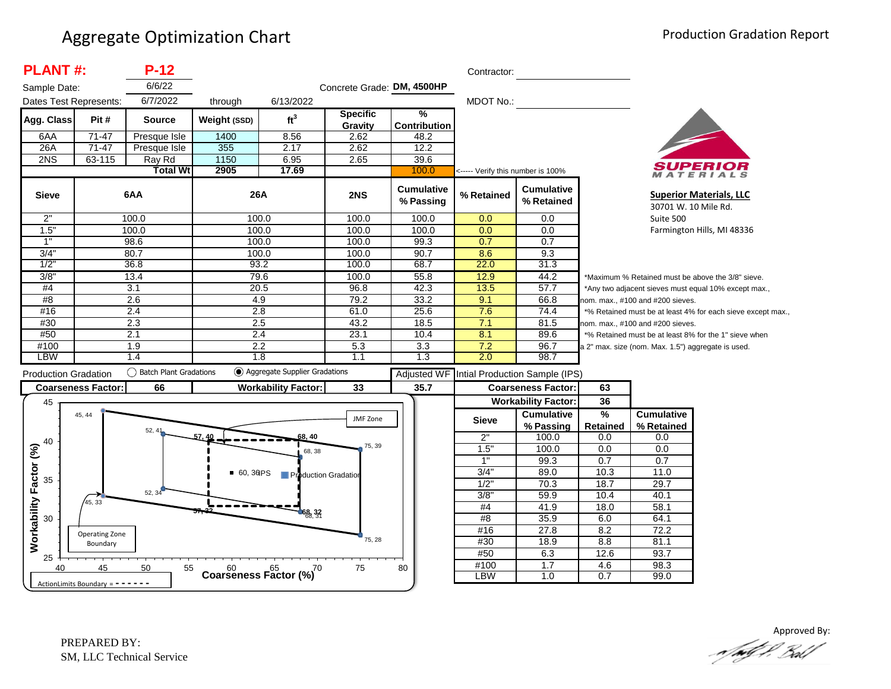# Aggregate Optimization Chart

Production Gradation Report

**PLANT #:** **P-12**

Sample Date: 6/6/22

Dates Test Represents: 6/7/2022 through 6/13/2022

Concrete Grade: **DM, 4500HP**

Contractor: 

MDOT No.: 

| Agg. Class | Pit # | Source | Weight (SSD) | $ft^3$ | Specific Gravity | % Contribution |
|---|---|---|---|---|---|---|
| 6AA | 71-47 | Presque Isle | 1400 | 8.56 | 2.62 | 48.2 |
| 26A | 71-47 | Presque Isle | 355 | 2.17 | 2.62 | 12.2 |
| 2NS | 63-115 | Ray Rd | 1150 | 6.95 | 2.65 | 39.6 |
| | | **Total Wt** | **2905** | **17.69** | | 100.0 |

<----- Verify this number is 100%

| Sieve | 6AA | 26A | 2NS | Cumulative % Passing | % Retained | Cumulative % Retained |
|---|---|---|---|---|---|---|
| 2" | 100.0 | 100.0 | 100.0 | 100.0 | 0.0 | 0.0 |
| 1.5" | 100.0 | 100.0 | 100.0 | 100.0 | 0.0 | 0.0 |
| 1" | 98.6 | 100.0 | 100.0 | 99.3 | 0.7 | 0.7 |
| 3/4" | 80.7 | 100.0 | 100.0 | 90.7 | 8.6 | 9.3 |
| 1/2" | 36.8 | 93.2 | 100.0 | 68.7 | 22.0 | 31.3 |
| 3/8" | 13.4 | 79.6 | 100.0 | 55.8 | 12.9 | 44.2 |
| #4 | 3.1 | 20.5 | 96.8 | 42.3 | 13.5 | 57.7 |
| #8 | 2.6 | 4.9 | 79.2 | 33.2 | 9.1 | 66.8 |
| #16 | 2.4 | 2.8 | 61.0 | 25.6 | 7.6 | 74.4 |
| #30 | 2.3 | 2.5 | 43.2 | 18.5 | 7.1 | 81.5 |
| #50 | 2.1 | 2.4 | 23.1 | 10.4 | 8.1 | 89.6 |
| #100 | 1.9 | 2.2 | 5.3 | 3.3 | 7.2 | 96.7 |
| LBW | 1.4 | 1.8 | 1.1 | 1.3 | 2.0 | 98.7 |

*Maximum % Retained must be above the 3/8" sieve.
*Any two adjacent sieves must equal 10% except max., nom. max., #100 and #200 sieves.
*% Retained must be at least 4% for each sieve except max., nom. max., #100 and #200 sieves.
*% Retained must be at least 8% for the 1" sieve when a 2" max. size (nom. Max. 1.5") aggregate is used.

**Superior Materials, LLC**
30701 W. 10 Mile Rd.
Suite 500
Farmington Hills, MI 48336

Production Gradation ◯ Batch Plant Gradations ◉ Aggregate Supplier Gradations

| Coarseness Factor: | 66 | Workability Factor: | 33 | Adjusted WF: 35.7 |
|---|---|---|---|---|

Intial Production Sample (IPS)

| Coarseness Factor: | 63 |
|---|---|
| Workability Factor: | 36 |

| Sieve | Cumulative % Passing | % Retained | Cumulative % Retained |
|---|---|---|---|
| 2" | 100.0 | 0.0 | 0.0 |
| 1.5" | 100.0 | 0.0 | 0.0 |
| 1" | 99.3 | 0.7 | 0.7 |
| 3/4" | 89.0 | 10.3 | 11.0 |
| 1/2" | 70.3 | 18.7 | 29.7 |
| 3/8" | 59.9 | 10.4 | 40.1 |
| #4 | 41.9 | 18.0 | 58.1 |
| #8 | 35.9 | 6.0 | 64.1 |
| #16 | 27.8 | 8.2 | 72.2 |
| #30 | 18.9 | 8.8 | 81.1 |
| #50 | 6.3 | 12.6 | 93.7 |
| #100 | 1.7 | 4.6 | 98.3 |
| LBW | 1.0 | 0.7 | 99.0 |

Chart: Workability Factor (%) vs. Coarseness Factor (%). Operating Zone Boundary points: 45, 44; 52, 41; 75, 39; 75, 28; 52, 34; 45, 33. Action Limits Boundary points: 57, 40; 68, 40; 68, 32; 57, 32. JMF Zone: 68, 38; 68, 31. IPS: 60, 36. Production Gradation.

ActionLimits Boundary = - - - - - -

PREPARED BY:
SM, LLC Technical Service

Approved By: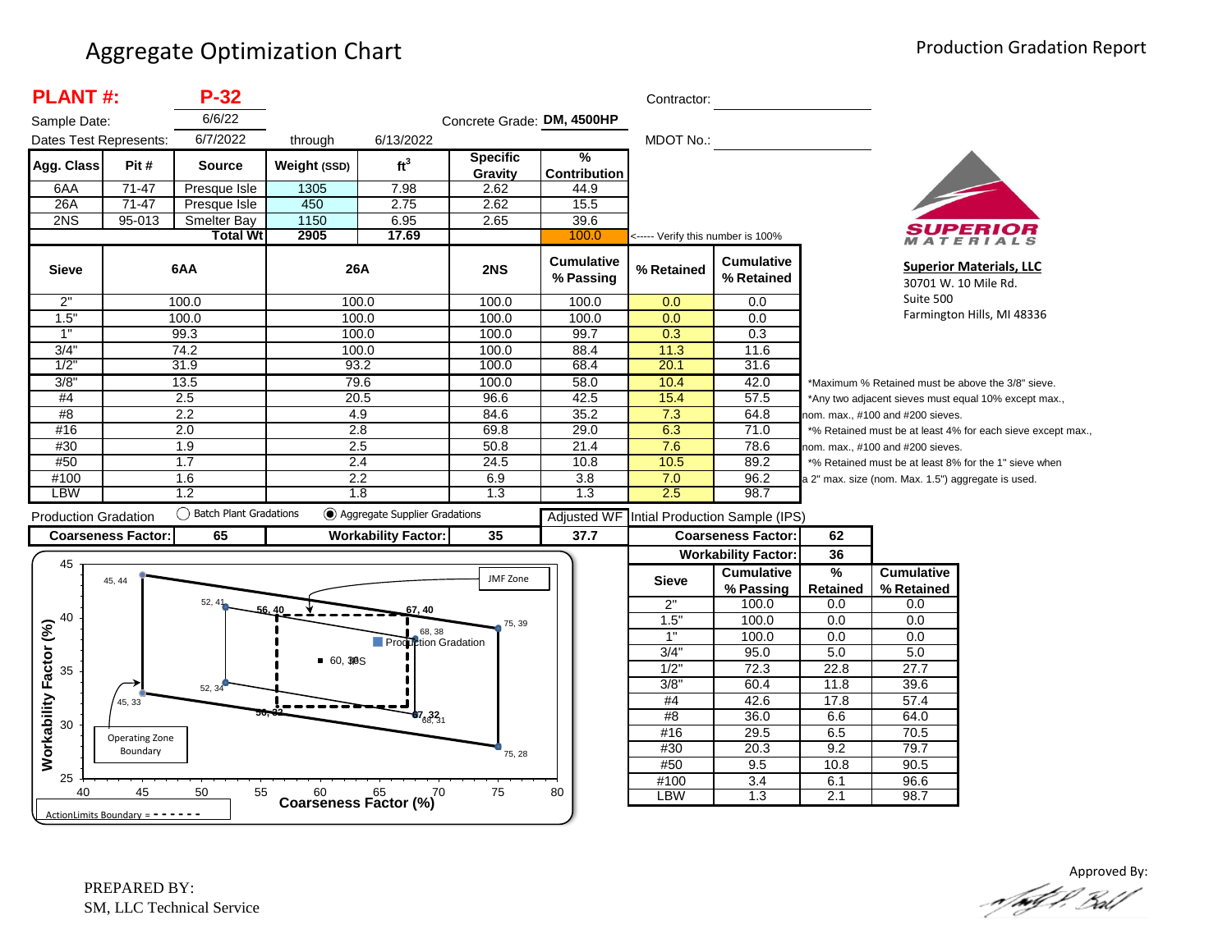# Aggregate Optimization Chart

**Production Gradation Report**

**PLANT #:** **P-32**

Sample Date: 6/6/22

Dates Test Represents: 6/7/2022 through 6/13/2022

Concrete Grade: **DM, 4500HP**

Contractor:

MDOT No.:

| Agg. Class | Pit # | Source | Weight (SSD) | $ft^3$ | Specific Gravity | % Contribution |
|---|---|---|---|---|---|---|
| 6AA | 71-47 | Presque Isle | 1305 | 7.98 | 2.62 | 44.9 |
| 26A | 71-47 | Presque Isle | 450 | 2.75 | 2.62 | 15.5 |
| 2NS | 95-013 | Smelter Bay | 1150 | 6.95 | 2.65 | 39.6 |
| | | **Total Wt** | **2905** | **17.69** | | 100.0 |

<----- Verify this number is 100%

| Sieve | 6AA | 26A | 2NS | Cumulative % Passing | % Retained | Cumulative % Retained |
|---|---|---|---|---|---|---|
| 2" | 100.0 | 100.0 | 100.0 | 100.0 | 0.0 | 0.0 |
| 1.5" | 100.0 | 100.0 | 100.0 | 100.0 | 0.0 | 0.0 |
| 1" | 99.3 | 100.0 | 100.0 | 99.7 | 0.3 | 0.3 |
| 3/4" | 74.2 | 100.0 | 100.0 | 88.4 | 11.3 | 11.6 |
| 1/2" | 31.9 | 93.2 | 100.0 | 68.4 | 20.1 | 31.6 |
| 3/8" | 13.5 | 79.6 | 100.0 | 58.0 | 10.4 | 42.0 |
| #4 | 2.5 | 20.5 | 96.6 | 42.5 | 15.4 | 57.5 |
| #8 | 2.2 | 4.9 | 84.6 | 35.2 | 7.3 | 64.8 |
| #16 | 2.0 | 2.8 | 69.8 | 29.0 | 6.3 | 71.0 |
| #30 | 1.9 | 2.5 | 50.8 | 21.4 | 7.6 | 78.6 |
| #50 | 1.7 | 2.4 | 24.5 | 10.8 | 10.5 | 89.2 |
| #100 | 1.6 | 2.2 | 6.9 | 3.8 | 7.0 | 96.2 |
| LBW | 1.2 | 1.8 | 1.3 | 1.3 | 2.5 | 98.7 |

*Maximum % Retained must be above the 3/8" sieve.
*Any two adjacent sieves must equal 10% except max., nom. max., #100 and #200 sieves.
*% Retained must be at least 4% for each sieve except max., nom. max., #100 and #200 sieves.
*% Retained must be at least 8% for the 1" sieve when a 2" max. size (nom. Max. 1.5") aggregate is used.

**Superior Materials, LLC**
30701 W. 10 Mile Rd.
Suite 500
Farmington Hills, MI 48336

Production Gradation: ( ) Batch Plant Gradations (•) Aggregate Supplier Gradations

| Coarseness Factor: | 65 | Workability Factor: | 35 | Adjusted WF: 37.7 |
|---|---|---|---|---|

Intial Production Sample (IPS)

| Coarseness Factor: | 62 |
|---|---|
| Workability Factor: | 36 |

| Sieve | Cumulative % Passing | % Retained | Cumulative % Retained |
|---|---|---|---|
| 2" | 100.0 | 0.0 | 0.0 |
| 1.5" | 100.0 | 0.0 | 0.0 |
| 1" | 100.0 | 0.0 | 0.0 |
| 3/4" | 95.0 | 5.0 | 5.0 |
| 1/2" | 72.3 | 22.8 | 27.7 |
| 3/8" | 60.4 | 11.8 | 39.6 |
| #4 | 42.6 | 17.8 | 57.4 |
| #8 | 36.0 | 6.6 | 64.0 |
| #16 | 29.5 | 6.5 | 70.5 |
| #30 | 20.3 | 9.2 | 79.7 |
| #50 | 9.5 | 10.8 | 90.5 |
| #100 | 3.4 | 6.1 | 96.6 |
| LBW | 1.3 | 2.1 | 98.7 |

Chart: Workability Factor (%) vs. Coarseness Factor (%) — points: 45, 44; 52, 41; 56, 40; 67, 40; 75, 39; 68, 38; 60, 36 IPS; 52, 34; 45, 33; 56, 32; 67, 32; 68, 31; 75, 28. Labels: JMF Zone; Production Gradation; Operating Zone Boundary; ActionLimits Boundary = - - - - - -

PREPARED BY:
SM, LLC Technical Service

Approved By: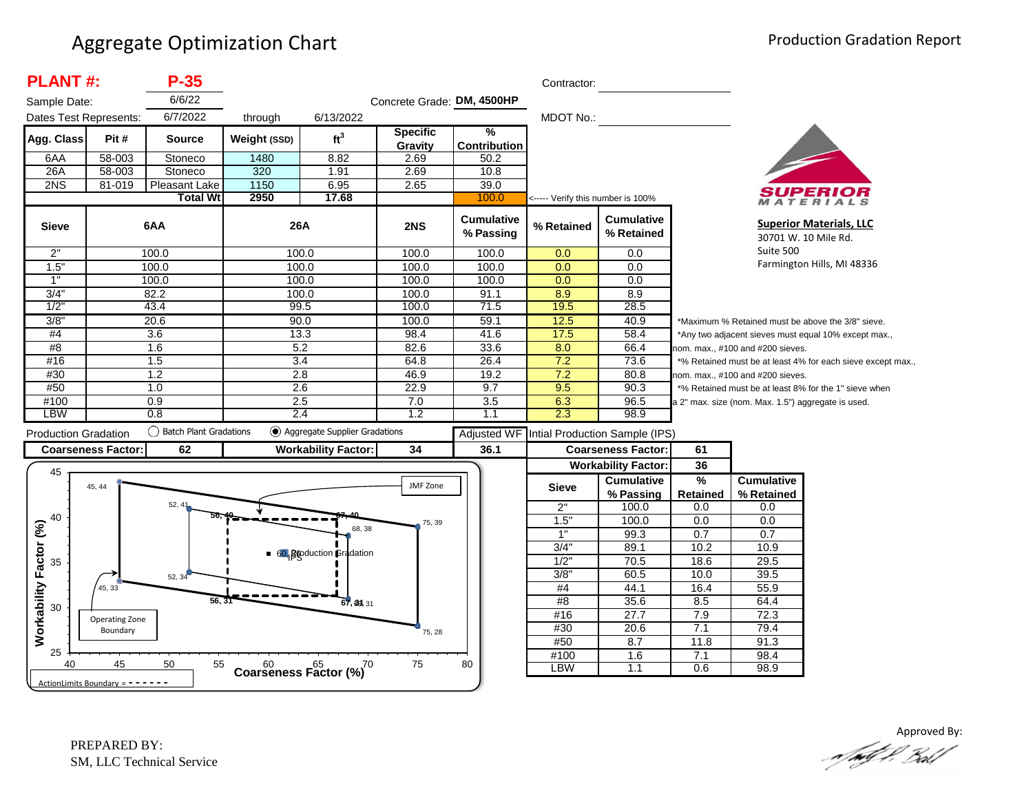# Aggregate Optimization Chart

Production Gradation Report

**PLANT #:** **P-35**

| | |
|---|---|
| Sample Date: | 6/6/22 |
| Dates Test Represents: | 6/7/2022 through 6/13/2022 |
| Concrete Grade: | **DM, 4500HP** |
| Contractor: | |
| MDOT No.: | |

| Agg. Class | Pit # | Source | Weight (SSD) | $ft^3$ | Specific Gravity | % Contribution |
|---|---|---|---|---|---|---|
| 6AA | 58-003 | Stoneco | 1480 | 8.82 | 2.69 | 50.2 |
| 26A | 58-003 | Stoneco | 320 | 1.91 | 2.69 | 10.8 |
| 2NS | 81-019 | Pleasant Lake | 1150 | 6.95 | 2.65 | 39.0 |
| | | **Total Wt** | **2950** | **17.68** | | 100.0 |

<----- Verify this number is 100%

| Sieve | 6AA | 26A | 2NS | Cumulative % Passing | % Retained | Cumulative % Retained |
|---|---|---|---|---|---|---|
| 2" | 100.0 | 100.0 | 100.0 | 100.0 | 0.0 | 0.0 |
| 1.5" | 100.0 | 100.0 | 100.0 | 100.0 | 0.0 | 0.0 |
| 1" | 100.0 | 100.0 | 100.0 | 100.0 | 0.0 | 0.0 |
| 3/4" | 82.2 | 100.0 | 100.0 | 91.1 | 8.9 | 8.9 |
| 1/2" | 43.4 | 99.5 | 100.0 | 71.5 | 19.5 | 28.5 |
| 3/8" | 20.6 | 90.0 | 100.0 | 59.1 | 12.5 | 40.9 |
| #4 | 3.6 | 13.3 | 98.4 | 41.6 | 17.5 | 58.4 |
| #8 | 1.6 | 5.2 | 82.6 | 33.6 | 8.0 | 66.4 |
| #16 | 1.5 | 3.4 | 64.8 | 26.4 | 7.2 | 73.6 |
| #30 | 1.2 | 2.8 | 46.9 | 19.2 | 7.2 | 80.8 |
| #50 | 1.0 | 2.6 | 22.9 | 9.7 | 9.5 | 90.3 |
| #100 | 0.9 | 2.5 | 7.0 | 3.5 | 6.3 | 96.5 |
| LBW | 0.8 | 2.4 | 1.2 | 1.1 | 2.3 | 98.9 |

*Maximum % Retained must be above the 3/8" sieve.
*Any two adjacent sieves must equal 10% except max., nom. max., #100 and #200 sieves.
*% Retained must be at least 4% for each sieve except max., nom. max., #100 and #200 sieves.
*% Retained must be at least 8% for the 1" sieve when a 2" max. size (nom. Max. 1.5") aggregate is used.

**Superior Materials, LLC**
30701 W. 10 Mile Rd.
Suite 500
Farmington Hills, MI 48336

Production Gradation ( ) Batch Plant Gradations (●) Aggregate Supplier Gradations

| Coarseness Factor: | 62 | Workability Factor: | 34 | Adjusted WF: 36.1 |
|---|---|---|---|---|

Intial Production Sample (IPS)

| Coarseness Factor: | 61 |
|---|---|
| Workability Factor: | 36 |

| Sieve | Cumulative % Passing | % Retained | Cumulative % Retained |
|---|---|---|---|
| 2" | 100.0 | 0.0 | 0.0 |
| 1.5" | 100.0 | 0.0 | 0.0 |
| 1" | 99.3 | 0.7 | 0.7 |
| 3/4" | 89.1 | 10.2 | 10.9 |
| 1/2" | 70.5 | 18.6 | 29.5 |
| 3/8" | 60.5 | 10.0 | 39.5 |
| #4 | 44.1 | 16.4 | 55.9 |
| #8 | 35.6 | 8.5 | 64.4 |
| #16 | 27.7 | 7.9 | 72.3 |
| #30 | 20.6 | 7.1 | 79.4 |
| #50 | 8.7 | 11.8 | 91.3 |
| #100 | 1.6 | 7.1 | 98.4 |
| LBW | 1.1 | 0.6 | 98.9 |

Chart: Workability Factor (%) vs. Coarseness Factor (%). Points: 45, 44; 52, 41; 56, 40; 67, 40; 75, 39; 68, 38; 60, 36 IPS; Production Gradation; 45, 33; 52, 34; 56, 31; 67, 31; 68, 31; 75, 28. JMF Zone. Operating Zone Boundary. ActionLimits Boundary = - - - - - -

PREPARED BY:
SM, LLC Technical Service

Approved By: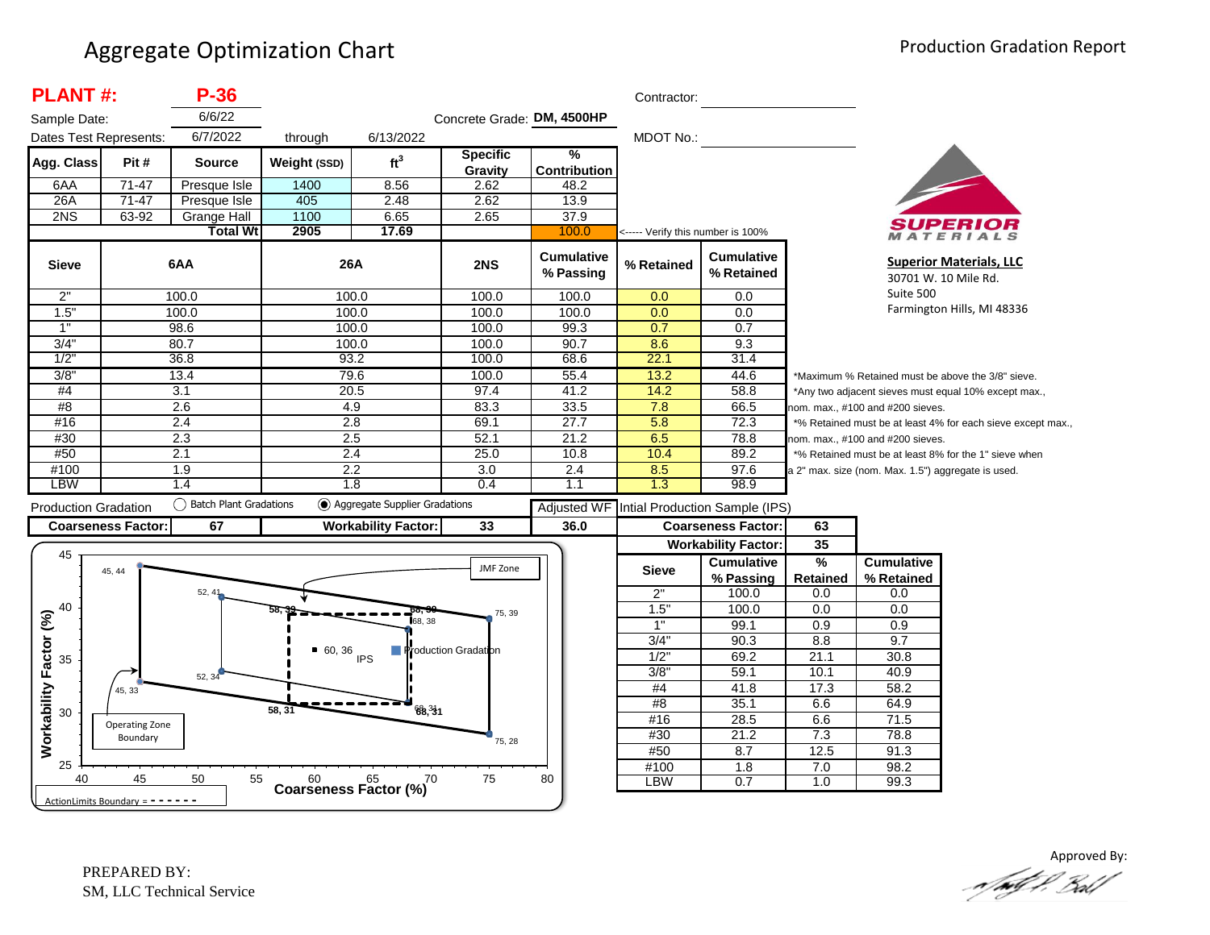# Aggregate Optimization Chart

Production Gradation Report

**PLANT #:** **P-36**

Sample Date: 6/6/22

Dates Test Represents: 6/7/2022 through 6/13/2022

Concrete Grade: **DM, 4500HP**

Contractor:

MDOT No.:

| Agg. Class | Pit # | Source | Weight (SSD) | $ft^3$ | Specific Gravity | % Contribution |
|---|---|---|---|---|---|---|
| 6AA | 71-47 | Presque Isle | 1400 | 8.56 | 2.62 | 48.2 |
| 26A | 71-47 | Presque Isle | 405 | 2.48 | 2.62 | 13.9 |
| 2NS | 63-92 | Grange Hall | 1100 | 6.65 | 2.65 | 37.9 |
| | | Total Wt | 2905 | 17.69 | | 100.0 |

<----- Verify this number is 100%

| Sieve | 6AA | 26A | 2NS | Cumulative % Passing | % Retained | Cumulative % Retained |
|---|---|---|---|---|---|---|
| 2" | 100.0 | 100.0 | 100.0 | 100.0 | 0.0 | 0.0 |
| 1.5" | 100.0 | 100.0 | 100.0 | 100.0 | 0.0 | 0.0 |
| 1" | 98.6 | 100.0 | 100.0 | 99.3 | 0.7 | 0.7 |
| 3/4" | 80.7 | 100.0 | 100.0 | 90.7 | 8.6 | 9.3 |
| 1/2" | 36.8 | 93.2 | 100.0 | 68.6 | 22.1 | 31.4 |
| 3/8" | 13.4 | 79.6 | 100.0 | 55.4 | 13.2 | 44.6 |
| #4 | 3.1 | 20.5 | 97.4 | 41.2 | 14.2 | 58.8 |
| #8 | 2.6 | 4.9 | 83.3 | 33.5 | 7.8 | 66.5 |
| #16 | 2.4 | 2.8 | 69.1 | 27.7 | 5.8 | 72.3 |
| #30 | 2.3 | 2.5 | 52.1 | 21.2 | 6.5 | 78.8 |
| #50 | 2.1 | 2.4 | 25.0 | 10.8 | 10.4 | 89.2 |
| #100 | 1.9 | 2.2 | 3.0 | 2.4 | 8.5 | 97.6 |
| LBW | 1.4 | 1.8 | 0.4 | 1.1 | 1.3 | 98.9 |

*Maximum % Retained must be above the 3/8" sieve.
*Any two adjacent sieves must equal 10% except max., nom. max., #100 and #200 sieves.
*% Retained must be at least 4% for each sieve except max., nom. max., #100 and #200 sieves.
*% Retained must be at least 8% for the 1" sieve when a 2" max. size (nom. Max. 1.5") aggregate is used.

Production Gradation ○ Batch Plant Gradations ◉ Aggregate Supplier Gradations

| Coarseness Factor: | 67 | Workability Factor: | 33 | Adjusted WF: 36.0 |
|---|---|---|---|---|

**Intial Production Sample (IPS)**

| Coarseness Factor: | 63 |
|---|---|
| Workability Factor: | 35 |

| Sieve | Cumulative % Passing | % Retained | Cumulative % Retained |
|---|---|---|---|
| 2" | 100.0 | 0.0 | 0.0 |
| 1.5" | 100.0 | 0.0 | 0.0 |
| 1" | 99.1 | 0.9 | 0.9 |
| 3/4" | 90.3 | 8.8 | 9.7 |
| 1/2" | 69.2 | 21.1 | 30.8 |
| 3/8" | 59.1 | 10.1 | 40.9 |
| #4 | 41.8 | 17.3 | 58.2 |
| #8 | 35.1 | 6.6 | 64.9 |
| #16 | 28.5 | 6.6 | 71.5 |
| #30 | 21.2 | 7.3 | 78.8 |
| #50 | 8.7 | 12.5 | 91.3 |
| #100 | 1.8 | 7.0 | 98.2 |
| LBW | 0.7 | 1.0 | 99.3 |

Workability Factor (%) vs. Coarseness Factor (%) chart — Operating Zone Boundary points: 45, 44; 52, 41; 75, 39; 75, 28; 52, 34; 45, 33. JMF Zone (ActionLimits Boundary): 58, 39; 68, 39; 68, 31; 58, 31. IPS: 60, 36. Production Gradation: 68, 38.

ActionLimits Boundary = - - - - - - -

**Superior Materials, LLC**
30701 W. 10 Mile Rd.
Suite 500
Farmington Hills, MI 48336

PREPARED BY:
SM, LLC Technical Service

Approved By: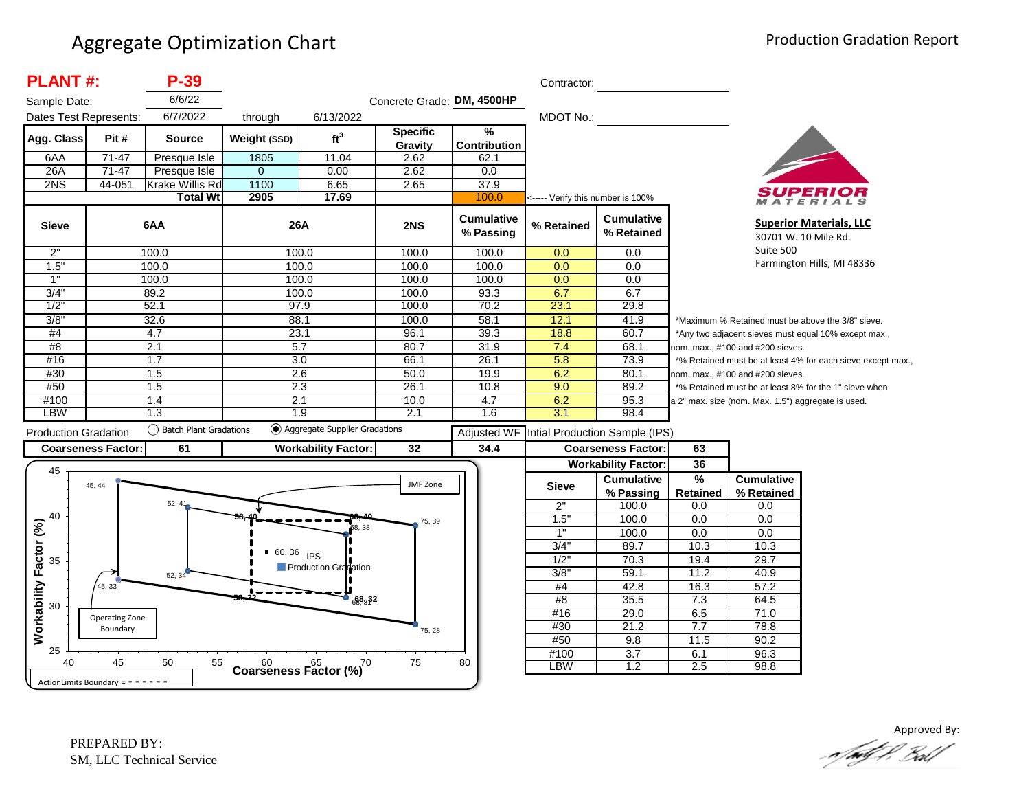# Aggregate Optimization Chart

Production Gradation Report

**PLANT #: P-39**

Sample Date: 6/6/22

Dates Test Represents: 6/7/2022 through 6/13/2022

Concrete Grade: **DM, 4500HP**

Contractor: 

MDOT No.: 

| Agg. Class | Pit # | Source | Weight (SSD) | ft$^3$ | Specific Gravity | % Contribution |
|---|---|---|---|---|---|---|
| 6AA | 71-47 | Presque Isle | 1805 | 11.04 | 2.62 | 62.1 |
| 26A | 71-47 | Presque Isle | 0 | 0.00 | 2.62 | 0.0 |
| 2NS | 44-051 | Krake Willis Rd | 1100 | 6.65 | 2.65 | 37.9 |
| | | **Total Wt** | 2905 | 17.69 | | 100.0 |

<----- Verify this number is 100%

| Sieve | 6AA | 26A | 2NS | Cumulative % Passing | % Retained | Cumulative % Retained |
|---|---|---|---|---|---|---|
| 2" | 100.0 | 100.0 | 100.0 | 100.0 | 0.0 | 0.0 |
| 1.5" | 100.0 | 100.0 | 100.0 | 100.0 | 0.0 | 0.0 |
| 1" | 100.0 | 100.0 | 100.0 | 100.0 | 0.0 | 0.0 |
| 3/4" | 89.2 | 100.0 | 100.0 | 93.3 | 6.7 | 6.7 |
| 1/2" | 52.1 | 97.9 | 100.0 | 70.2 | 23.1 | 29.8 |
| 3/8" | 32.6 | 88.1 | 100.0 | 58.1 | 12.1 | 41.9 |
| #4 | 4.7 | 23.1 | 96.1 | 39.3 | 18.8 | 60.7 |
| #8 | 2.1 | 5.7 | 80.7 | 31.9 | 7.4 | 68.1 |
| #16 | 1.7 | 3.0 | 66.1 | 26.1 | 5.8 | 73.9 |
| #30 | 1.5 | 2.6 | 50.0 | 19.9 | 6.2 | 80.1 |
| #50 | 1.5 | 2.3 | 26.1 | 10.8 | 9.0 | 89.2 |
| #100 | 1.4 | 2.1 | 10.0 | 4.7 | 6.2 | 95.3 |
| LBW | 1.3 | 1.9 | 2.1 | 1.6 | 3.1 | 98.4 |

*Maximum % Retained must be above the 3/8" sieve.
*Any two adjacent sieves must equal 10% except max., nom. max., #100 and #200 sieves.
*% Retained must be at least 4% for each sieve except max., nom. max., #100 and #200 sieves.
*% Retained must be at least 8% for the 1" sieve when a 2" max. size (nom. Max. 1.5") aggregate is used.

**Superior Materials, LLC**
30701 W. 10 Mile Rd.
Suite 500
Farmington Hills, MI 48336

Production Gradation: ◯ Batch Plant Gradations ◉ Aggregate Supplier Gradations

| Coarseness Factor: | 61 | Workability Factor: | 32 | Adjusted WF: 34.4 |
|---|---|---|---|---|

Intial Production Sample (IPS)

| Coarseness Factor: | 63 |
|---|---|
| Workability Factor: | 36 |

| Sieve | Cumulative % Passing | % Retained | Cumulative % Retained |
|---|---|---|---|
| 2" | 100.0 | 0.0 | 0.0 |
| 1.5" | 100.0 | 0.0 | 0.0 |
| 1" | 100.0 | 0.0 | 0.0 |
| 3/4" | 89.7 | 10.3 | 10.3 |
| 1/2" | 70.3 | 19.4 | 29.7 |
| 3/8" | 59.1 | 11.2 | 40.9 |
| #4 | 42.8 | 16.3 | 57.2 |
| #8 | 35.5 | 7.3 | 64.5 |
| #16 | 29.0 | 6.5 | 71.0 |
| #30 | 21.2 | 7.7 | 78.8 |
| #50 | 9.8 | 11.5 | 90.2 |
| #100 | 3.7 | 6.1 | 96.3 |
| LBW | 1.2 | 2.5 | 98.8 |

Chart: Workability Factor (%) vs. Coarseness Factor (%). Operating Zone Boundary points: 45, 44; 52, 41; 75, 39; 75, 28; 52, 34; 45, 33. JMF Zone (Action Limits Boundary): 58, 40; 68, 40; 68, 38; 68, 32; 58, 32. IPS: 60, 36. Production Gradation.

ActionLimits Boundary = - - - - - - -

PREPARED BY:
SM, LLC Technical Service

Approved By: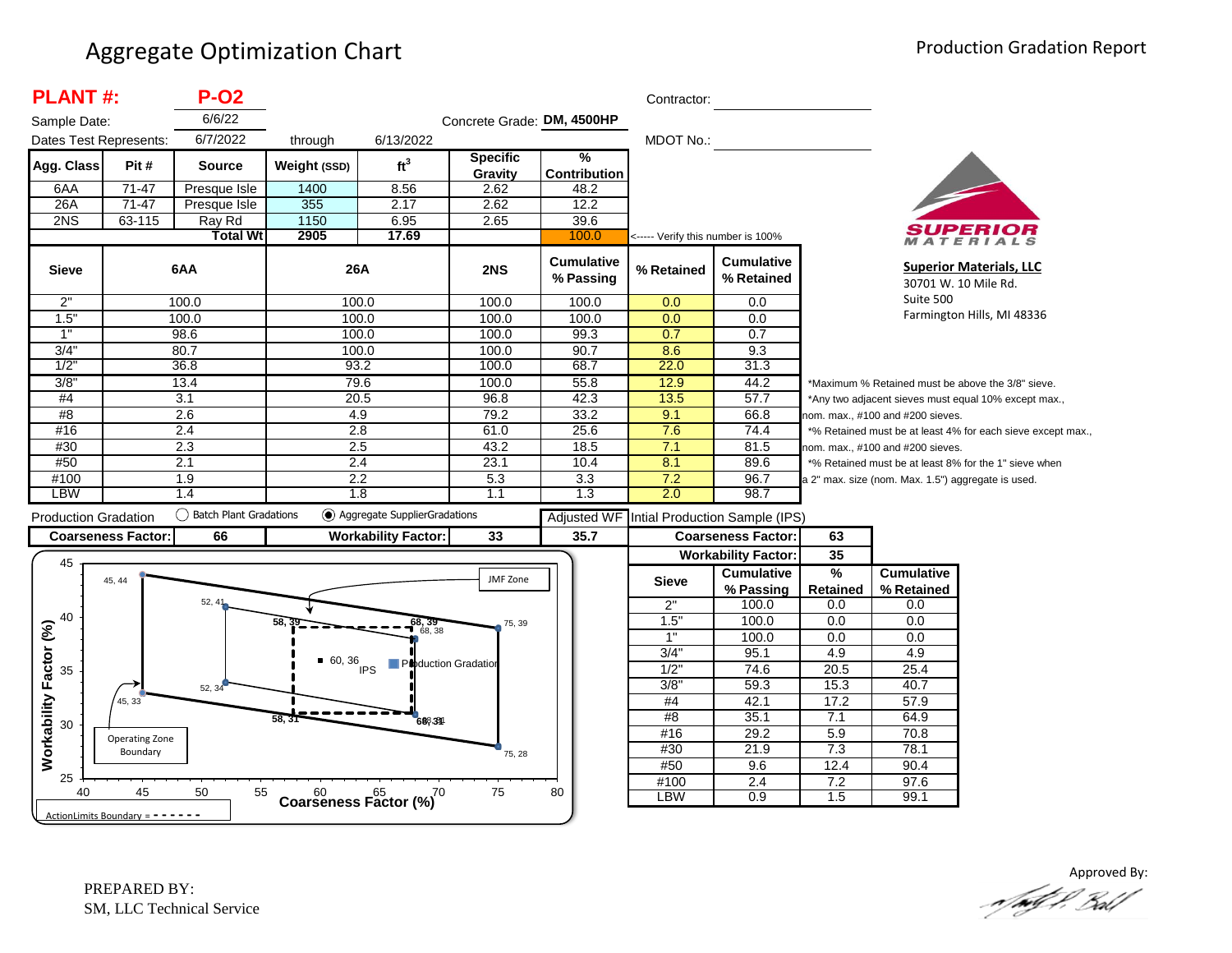# Aggregate Optimization Chart

Production Gradation Report

**PLANT #:** **P-O2**

Sample Date: 6/6/22

Dates Test Represents: 6/7/2022 through 6/13/2022

Concrete Grade: **DM, 4500HP**

Contractor:

MDOT No.:

| Agg. Class | Pit # | Source | Weight (SSD) | $ft^3$ | Specific Gravity | % Contribution |
|---|---|---|---|---|---|---|
| 6AA | 71-47 | Presque Isle | 1400 | 8.56 | 2.62 | 48.2 |
| 26A | 71-47 | Presque Isle | 355 | 2.17 | 2.62 | 12.2 |
| 2NS | 63-115 | Ray Rd | 1150 | 6.95 | 2.65 | 39.6 |
| | | Total Wt | 2905 | 17.69 | | 100.0 |

<----- Verify this number is 100%

| Sieve | 6AA | 26A | 2NS | Cumulative % Passing | % Retained | Cumulative % Retained |
|---|---|---|---|---|---|---|
| 2" | 100.0 | 100.0 | 100.0 | 100.0 | 0.0 | 0.0 |
| 1.5" | 100.0 | 100.0 | 100.0 | 100.0 | 0.0 | 0.0 |
| 1" | 98.6 | 100.0 | 100.0 | 99.3 | 0.7 | 0.7 |
| 3/4" | 80.7 | 100.0 | 100.0 | 90.7 | 8.6 | 9.3 |
| 1/2" | 36.8 | 93.2 | 100.0 | 68.7 | 22.0 | 31.3 |
| 3/8" | 13.4 | 79.6 | 100.0 | 55.8 | 12.9 | 44.2 |
| #4 | 3.1 | 20.5 | 96.8 | 42.3 | 13.5 | 57.7 |
| #8 | 2.6 | 4.9 | 79.2 | 33.2 | 9.1 | 66.8 |
| #16 | 2.4 | 2.8 | 61.0 | 25.6 | 7.6 | 74.4 |
| #30 | 2.3 | 2.5 | 43.2 | 18.5 | 7.1 | 81.5 |
| #50 | 2.1 | 2.4 | 23.1 | 10.4 | 8.1 | 89.6 |
| #100 | 1.9 | 2.2 | 5.3 | 3.3 | 7.2 | 96.7 |
| LBW | 1.4 | 1.8 | 1.1 | 1.3 | 2.0 | 98.7 |

*Maximum % Retained must be above the 3/8" sieve.
*Any two adjacent sieves must equal 10% except max., nom. max., #100 and #200 sieves.
*% Retained must be at least 4% for each sieve except max., nom. max., #100 and #200 sieves.
*% Retained must be at least 8% for the 1" sieve when a 2" max. size (nom. Max. 1.5") aggregate is used.

**Superior Materials, LLC**
30701 W. 10 Mile Rd.
Suite 500
Farmington Hills, MI 48336

Production Gradation ○ Batch Plant Gradations ◉ Aggregate SupplierGradations

| Coarseness Factor: | 66 | Workability Factor: | 33 | Adjusted WF 35.7 |
|---|---|---|---|---|

Intial Production Sample (IPS)

| Coarseness Factor: | 63 |
|---|---|
| Workability Factor: | 35 |

| Sieve | Cumulative % Passing | % Retained | Cumulative % Retained |
|---|---|---|---|
| 2" | 100.0 | 0.0 | 0.0 |
| 1.5" | 100.0 | 0.0 | 0.0 |
| 1" | 100.0 | 0.0 | 0.0 |
| 3/4" | 95.1 | 4.9 | 4.9 |
| 1/2" | 74.6 | 20.5 | 25.4 |
| 3/8" | 59.3 | 15.3 | 40.7 |
| #4 | 42.1 | 17.2 | 57.9 |
| #8 | 35.1 | 7.1 | 64.9 |
| #16 | 29.2 | 5.9 | 70.8 |
| #30 | 21.9 | 7.3 | 78.1 |
| #50 | 9.6 | 12.4 | 90.4 |
| #100 | 2.4 | 7.2 | 97.6 |
| LBW | 0.9 | 1.5 | 99.1 |

Workability Factor (%)
Coarseness Factor (%)
45, 44
52, 41
58, 39
68, 39
68, 38
75, 39
JMF Zone
60, 36
IPS
Production Gradation
52, 34
45, 33
58, 31
68, 31
75, 28
Operating Zone Boundary
ActionLimits Boundary = - - - - - - -

PREPARED BY:
SM, LLC Technical Service

Approved By: